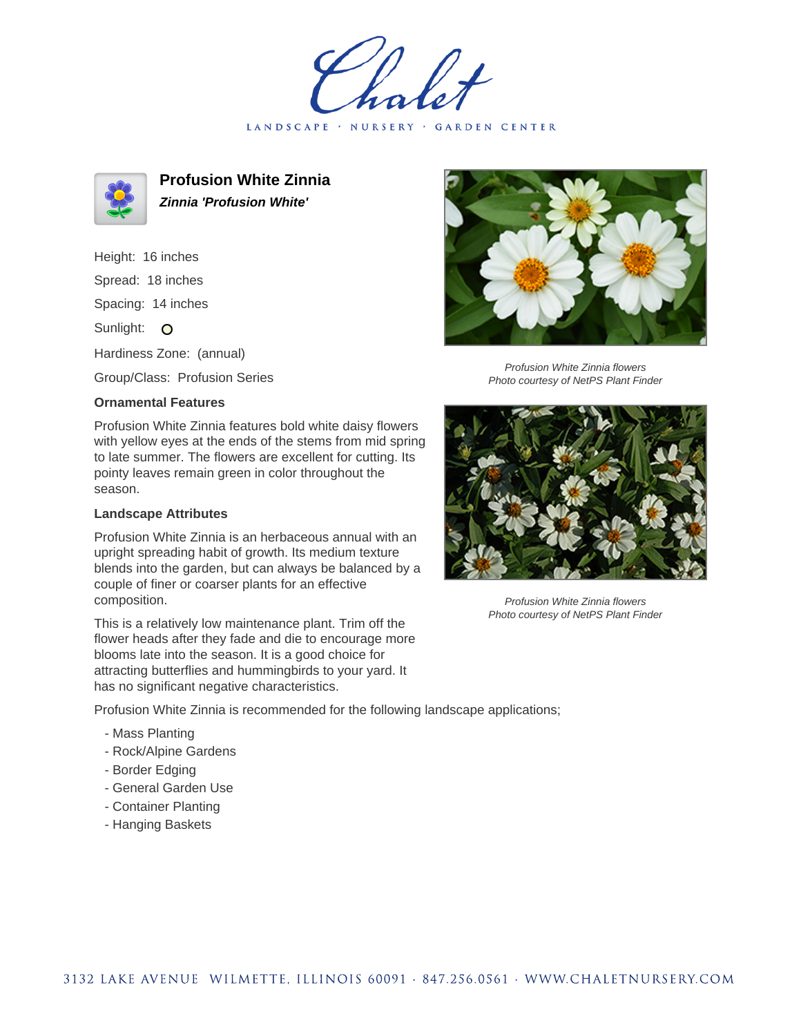# Profusion White Zinnia

***Zinnia 'Profusion White'***

Height: 16 inches

Spread: 18 inches

Spacing: 14 inches

Sunlight: O

Hardiness Zone: (annual)

Group/Class: Profusion Series

### Ornamental Features

Profusion White Zinnia features bold white daisy flowers with yellow eyes at the ends of the stems from mid spring to late summer. The flowers are excellent for cutting. Its pointy leaves remain green in color throughout the season.

### Landscape Attributes

Profusion White Zinnia is an herbaceous annual with an upright spreading habit of growth. Its medium texture blends into the garden, but can always be balanced by a couple of finer or coarser plants for an effective composition.

This is a relatively low maintenance plant. Trim off the flower heads after they fade and die to encourage more blooms late into the season. It is a good choice for attracting butterflies and hummingbirds to your yard. It has no significant negative characteristics.

Profusion White Zinnia is recommended for the following landscape applications;

- Mass Planting
- Rock/Alpine Gardens
- Border Edging
- General Garden Use
- Container Planting
- Hanging Baskets

*Profusion White Zinnia flowers*
*Photo courtesy of NetPS Plant Finder*

*Profusion White Zinnia flowers*
*Photo courtesy of NetPS Plant Finder*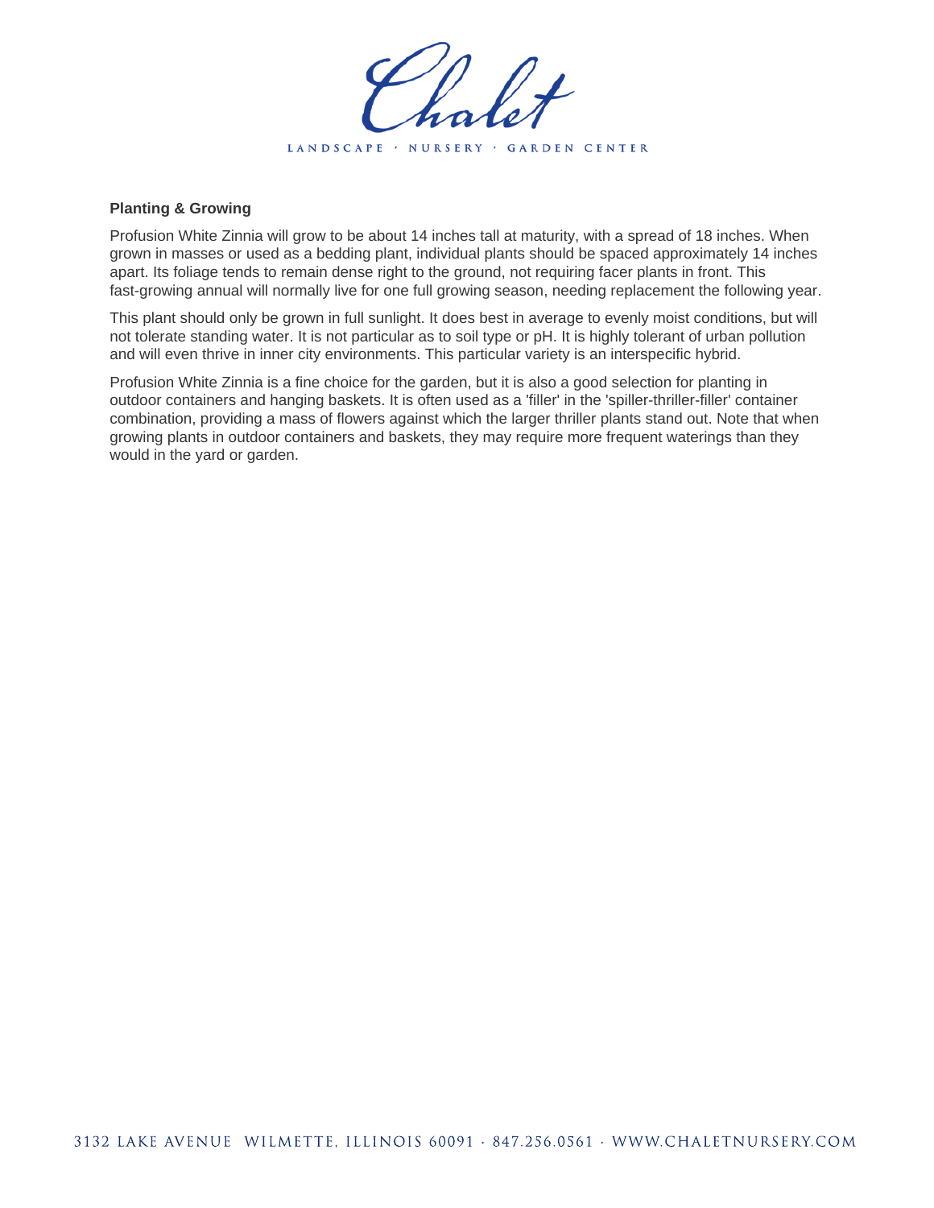### Planting & Growing

Profusion White Zinnia will grow to be about 14 inches tall at maturity, with a spread of 18 inches. When grown in masses or used as a bedding plant, individual plants should be spaced approximately 14 inches apart. Its foliage tends to remain dense right to the ground, not requiring facer plants in front. This fast-growing annual will normally live for one full growing season, needing replacement the following year.

This plant should only be grown in full sunlight. It does best in average to evenly moist conditions, but will not tolerate standing water. It is not particular as to soil type or pH. It is highly tolerant of urban pollution and will even thrive in inner city environments. This particular variety is an interspecific hybrid.

Profusion White Zinnia is a fine choice for the garden, but it is also a good selection for planting in outdoor containers and hanging baskets. It is often used as a 'filler' in the 'spiller-thriller-filler' container combination, providing a mass of flowers against which the larger thriller plants stand out. Note that when growing plants in outdoor containers and baskets, they may require more frequent waterings than they would in the yard or garden.